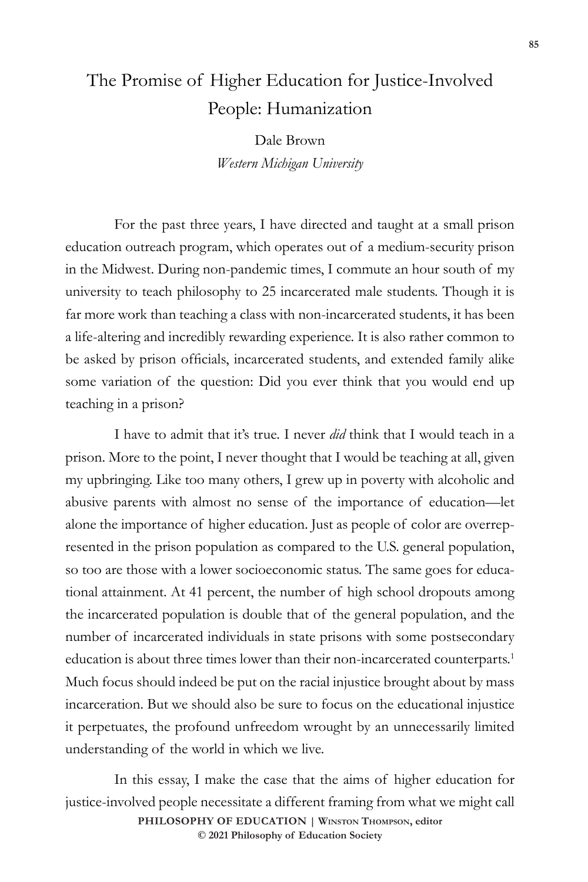# The Promise of Higher Education for Justice-Involved People: Humanization

Dale Brown
*Western Michigan University*

For the past three years, I have directed and taught at a small prison education outreach program, which operates out of a medium-security prison in the Midwest. During non-pandemic times, I commute an hour south of my university to teach philosophy to 25 incarcerated male students. Though it is far more work than teaching a class with non-incarcerated students, it has been a life-altering and incredibly rewarding experience. It is also rather common to be asked by prison officials, incarcerated students, and extended family alike some variation of the question: Did you ever think that you would end up teaching in a prison?

I have to admit that it's true. I never *did* think that I would teach in a prison. More to the point, I never thought that I would be teaching at all, given my upbringing. Like too many others, I grew up in poverty with alcoholic and abusive parents with almost no sense of the importance of education—let alone the importance of higher education. Just as people of color are overrepresented in the prison population as compared to the U.S. general population, so too are those with a lower socioeconomic status. The same goes for educational attainment. At 41 percent, the number of high school dropouts among the incarcerated population is double that of the general population, and the number of incarcerated individuals in state prisons with some postsecondary education is about three times lower than their non-incarcerated counterparts.[1] Much focus should indeed be put on the racial injustice brought about by mass incarceration. But we should also be sure to focus on the educational injustice it perpetuates, the profound unfreedom wrought by an unnecessarily limited understanding of the world in which we live.

In this essay, I make the case that the aims of higher education for justice-involved people necessitate a different framing from what we might call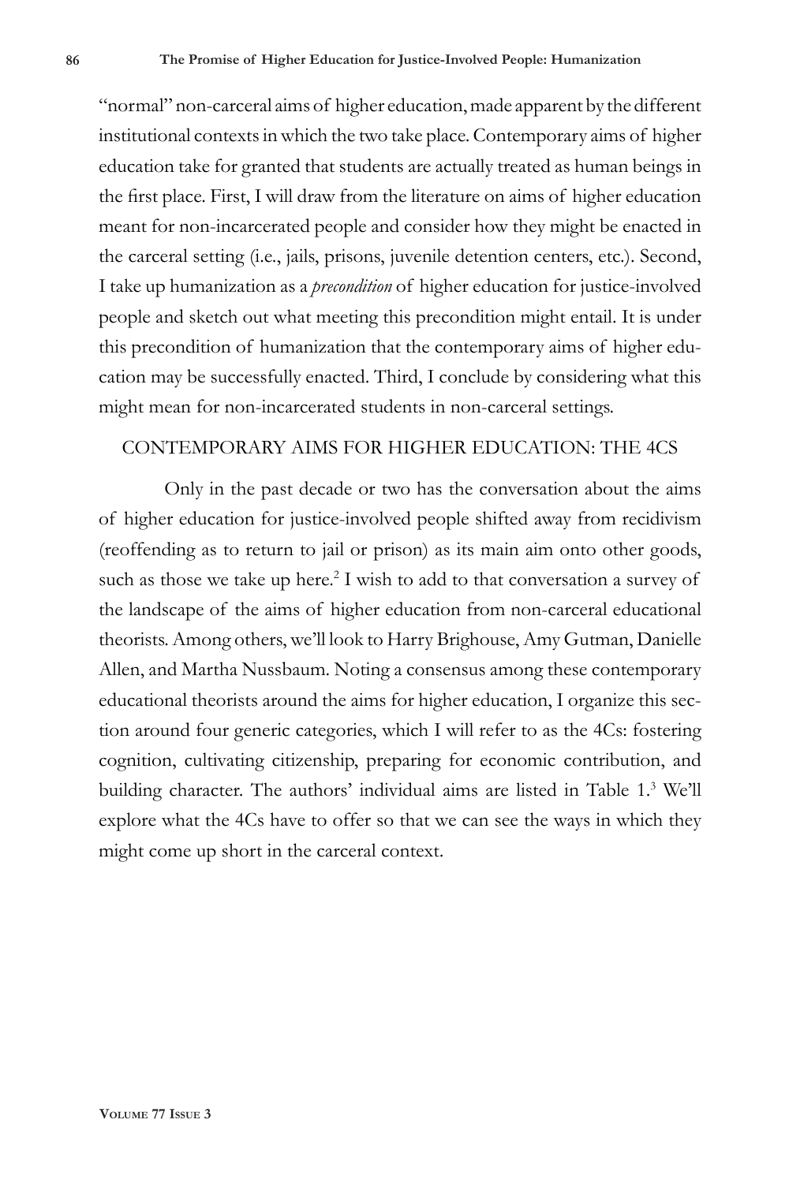"normal" non-carceral aims of higher education, made apparent by the different institutional contexts in which the two take place. Contemporary aims of higher education take for granted that students are actually treated as human beings in the first place. First, I will draw from the literature on aims of higher education meant for non-incarcerated people and consider how they might be enacted in the carceral setting (i.e., jails, prisons, juvenile detention centers, etc.). Second, I take up humanization as a *precondition* of higher education for justice-involved people and sketch out what meeting this precondition might entail. It is under this precondition of humanization that the contemporary aims of higher education may be successfully enacted. Third, I conclude by considering what this might mean for non-incarcerated students in non-carceral settings.

## CONTEMPORARY AIMS FOR HIGHER EDUCATION: THE 4CS

Only in the past decade or two has the conversation about the aims of higher education for justice-involved people shifted away from recidivism (reoffending as to return to jail or prison) as its main aim onto other goods, such as those we take up here.[2] I wish to add to that conversation a survey of the landscape of the aims of higher education from non-carceral educational theorists. Among others, we'll look to Harry Brighouse, Amy Gutman, Danielle Allen, and Martha Nussbaum. Noting a consensus among these contemporary educational theorists around the aims for higher education, I organize this section around four generic categories, which I will refer to as the 4Cs: fostering cognition, cultivating citizenship, preparing for economic contribution, and building character. The authors' individual aims are listed in Table 1.[3] We'll explore what the 4Cs have to offer so that we can see the ways in which they might come up short in the carceral context.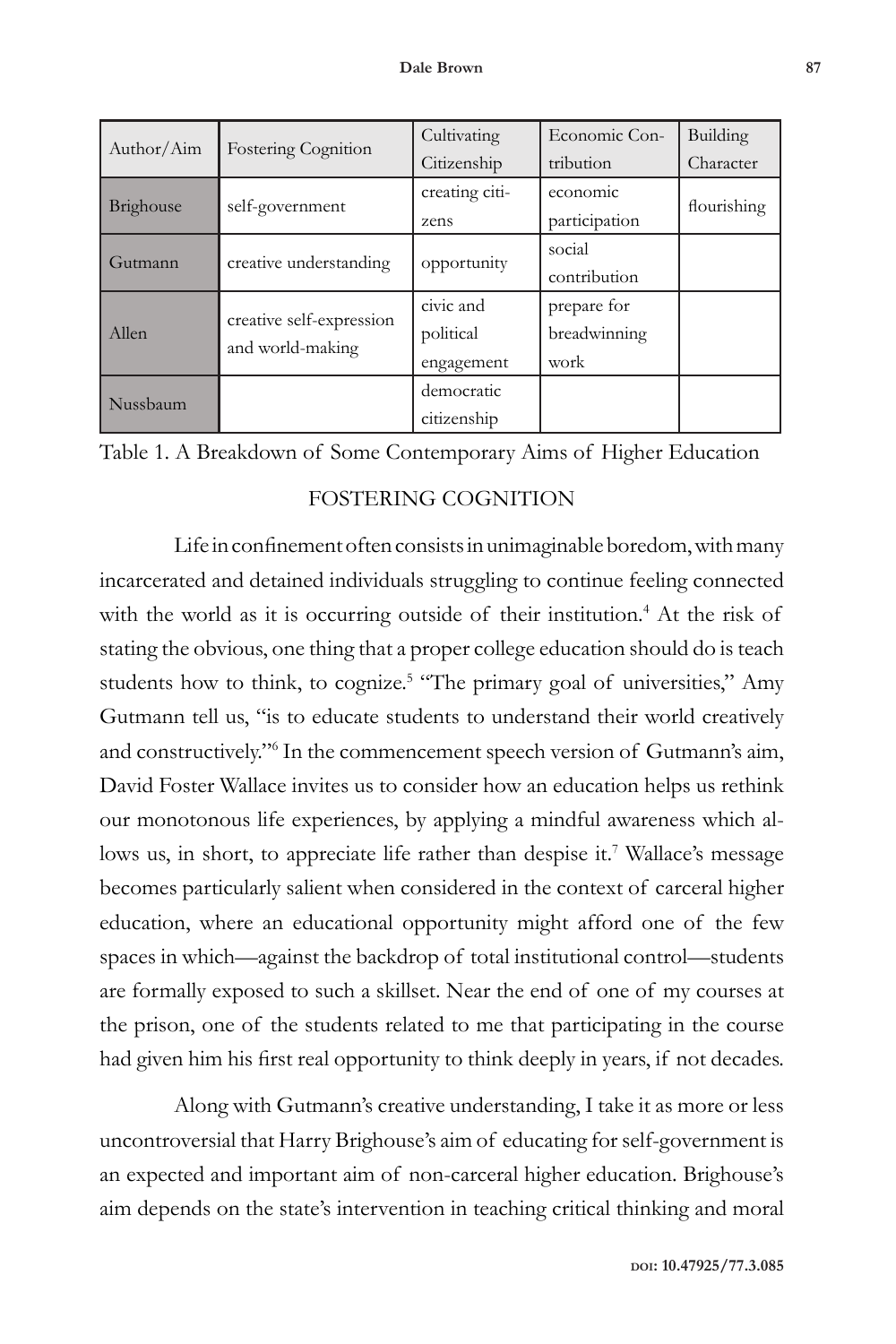| Author/Aim | Fostering Cognition | Cultivating Citizenship | Economic Contribution | Building Character |
|---|---|---|---|---|
| Brighouse | self-government | creating citizens | economic participation | flourishing |
| Gutmann | creative understanding | opportunity | social contribution | |
| Allen | creative self-expression and world-making | civic and political engagement | prepare for breadwinning work | |
| Nussbaum | | democratic citizenship | | |

Table 1. A Breakdown of Some Contemporary Aims of Higher Education

## FOSTERING COGNITION

Life in confinement often consists in unimaginable boredom, with many incarcerated and detained individuals struggling to continue feeling connected with the world as it is occurring outside of their institution.[4] At the risk of stating the obvious, one thing that a proper college education should do is teach students how to think, to cognize.[5] "The primary goal of universities," Amy Gutmann tell us, "is to educate students to understand their world creatively and constructively."[6] In the commencement speech version of Gutmann's aim, David Foster Wallace invites us to consider how an education helps us rethink our monotonous life experiences, by applying a mindful awareness which allows us, in short, to appreciate life rather than despise it.[7] Wallace's message becomes particularly salient when considered in the context of carceral higher education, where an educational opportunity might afford one of the few spaces in which—against the backdrop of total institutional control—students are formally exposed to such a skillset. Near the end of one of my courses at the prison, one of the students related to me that participating in the course had given him his first real opportunity to think deeply in years, if not decades.

Along with Gutmann's creative understanding, I take it as more or less uncontroversial that Harry Brighouse's aim of educating for self-government is an expected and important aim of non-carceral higher education. Brighouse's aim depends on the state's intervention in teaching critical thinking and moral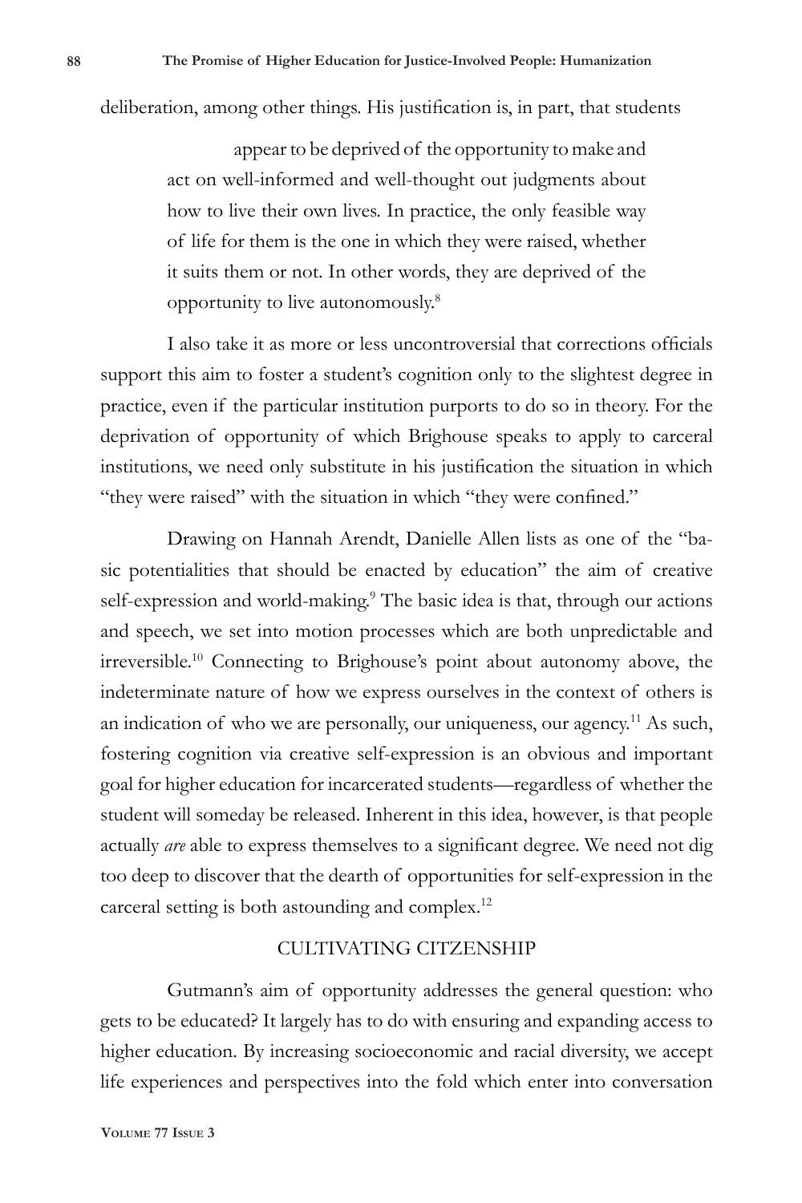deliberation, among other things. His justification is, in part, that students

> appear to be deprived of the opportunity to make and act on well-informed and well-thought out judgments about how to live their own lives. In practice, the only feasible way of life for them is the one in which they were raised, whether it suits them or not. In other words, they are deprived of the opportunity to live autonomously.[8]

I also take it as more or less uncontroversial that corrections officials support this aim to foster a student's cognition only to the slightest degree in practice, even if the particular institution purports to do so in theory. For the deprivation of opportunity of which Brighouse speaks to apply to carceral institutions, we need only substitute in his justification the situation in which "they were raised" with the situation in which "they were confined."

Drawing on Hannah Arendt, Danielle Allen lists as one of the "basic potentialities that should be enacted by education" the aim of creative self-expression and world-making.[9] The basic idea is that, through our actions and speech, we set into motion processes which are both unpredictable and irreversible.[10] Connecting to Brighouse's point about autonomy above, the indeterminate nature of how we express ourselves in the context of others is an indication of who we are personally, our uniqueness, our agency.[11] As such, fostering cognition via creative self-expression is an obvious and important goal for higher education for incarcerated students—regardless of whether the student will someday be released. Inherent in this idea, however, is that people actually *are* able to express themselves to a significant degree. We need not dig too deep to discover that the dearth of opportunities for self-expression in the carceral setting is both astounding and complex.[12]

## CULTIVATING CITIZENSHIP

Gutmann's aim of opportunity addresses the general question: who gets to be educated? It largely has to do with ensuring and expanding access to higher education. By increasing socioeconomic and racial diversity, we accept life experiences and perspectives into the fold which enter into conversation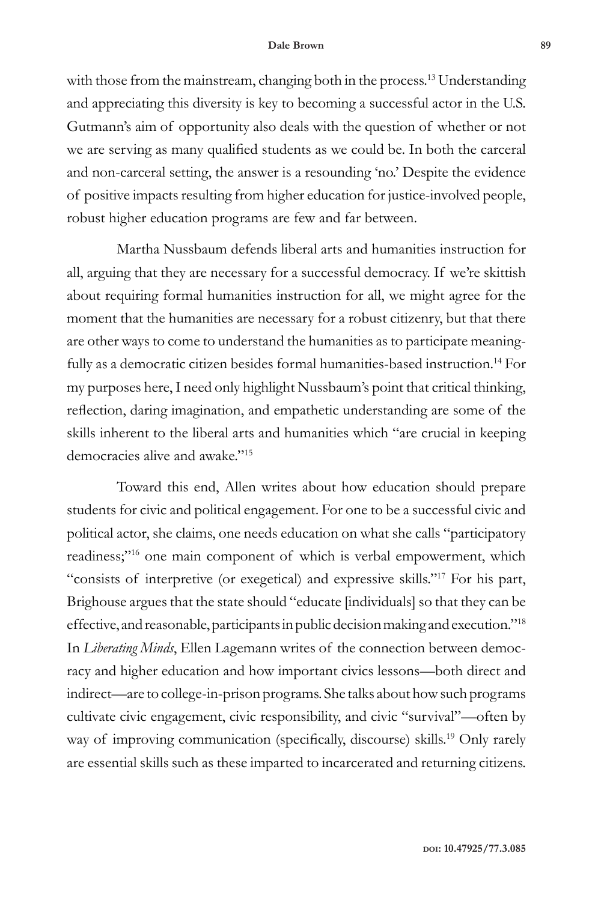with those from the mainstream, changing both in the process.[13] Understanding and appreciating this diversity is key to becoming a successful actor in the U.S. Gutmann's aim of opportunity also deals with the question of whether or not we are serving as many qualified students as we could be. In both the carceral and non-carceral setting, the answer is a resounding 'no.' Despite the evidence of positive impacts resulting from higher education for justice-involved people, robust higher education programs are few and far between.

Martha Nussbaum defends liberal arts and humanities instruction for all, arguing that they are necessary for a successful democracy. If we're skittish about requiring formal humanities instruction for all, we might agree for the moment that the humanities are necessary for a robust citizenry, but that there are other ways to come to understand the humanities as to participate meaningfully as a democratic citizen besides formal humanities-based instruction.[14] For my purposes here, I need only highlight Nussbaum's point that critical thinking, reflection, daring imagination, and empathetic understanding are some of the skills inherent to the liberal arts and humanities which "are crucial in keeping democracies alive and awake."[15]

Toward this end, Allen writes about how education should prepare students for civic and political engagement. For one to be a successful civic and political actor, she claims, one needs education on what she calls "participatory readiness;"[16] one main component of which is verbal empowerment, which "consists of interpretive (or exegetical) and expressive skills."[17] For his part, Brighouse argues that the state should "educate [individuals] so that they can be effective, and reasonable, participants in public decision making and execution."[18] In *Liberating Minds*, Ellen Lagemann writes of the connection between democracy and higher education and how important civics lessons—both direct and indirect—are to college-in-prison programs. She talks about how such programs cultivate civic engagement, civic responsibility, and civic "survival"—often by way of improving communication (specifically, discourse) skills.[19] Only rarely are essential skills such as these imparted to incarcerated and returning citizens.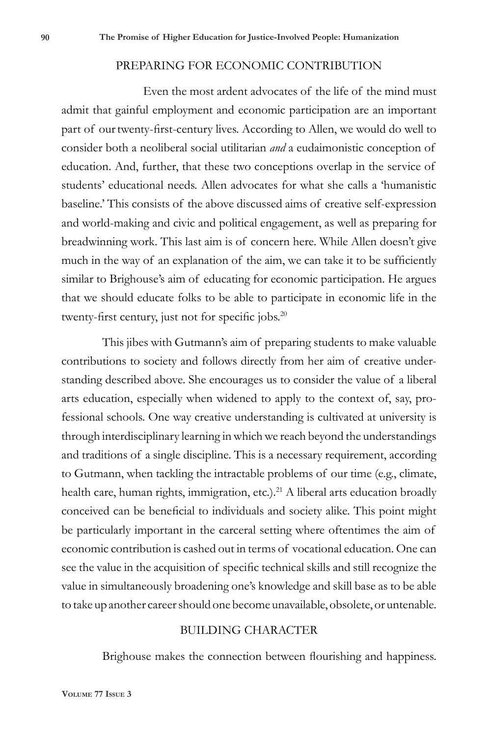## PREPARING FOR ECONOMIC CONTRIBUTION

Even the most ardent advocates of the life of the mind must admit that gainful employment and economic participation are an important part of our twenty-first-century lives. According to Allen, we would do well to consider both a neoliberal social utilitarian *and* a eudaimonistic conception of education. And, further, that these two conceptions overlap in the service of students' educational needs. Allen advocates for what she calls a 'humanistic baseline.' This consists of the above discussed aims of creative self-expression and world-making and civic and political engagement, as well as preparing for breadwinning work. This last aim is of concern here. While Allen doesn't give much in the way of an explanation of the aim, we can take it to be sufficiently similar to Brighouse's aim of educating for economic participation. He argues that we should educate folks to be able to participate in economic life in the twenty-first century, just not for specific jobs.[20]

This jibes with Gutmann's aim of preparing students to make valuable contributions to society and follows directly from her aim of creative understanding described above. She encourages us to consider the value of a liberal arts education, especially when widened to apply to the context of, say, professional schools. One way creative understanding is cultivated at university is through interdisciplinary learning in which we reach beyond the understandings and traditions of a single discipline. This is a necessary requirement, according to Gutmann, when tackling the intractable problems of our time (e.g., climate, health care, human rights, immigration, etc.).[21] A liberal arts education broadly conceived can be beneficial to individuals and society alike. This point might be particularly important in the carceral setting where oftentimes the aim of economic contribution is cashed out in terms of vocational education. One can see the value in the acquisition of specific technical skills and still recognize the value in simultaneously broadening one's knowledge and skill base as to be able to take up another career should one become unavailable, obsolete, or untenable.

## BUILDING CHARACTER

Brighouse makes the connection between flourishing and happiness.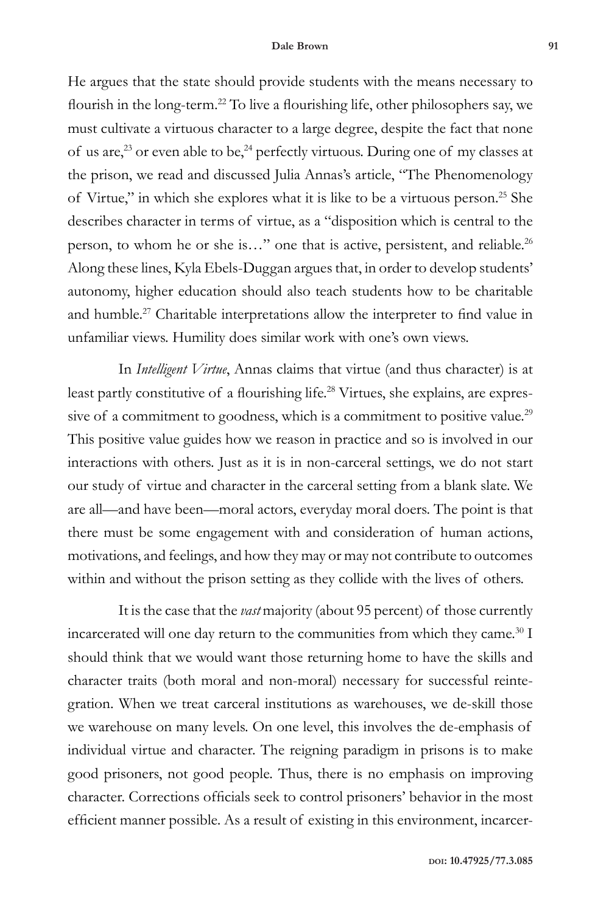He argues that the state should provide students with the means necessary to flourish in the long-term.[22] To live a flourishing life, other philosophers say, we must cultivate a virtuous character to a large degree, despite the fact that none of us are,[23] or even able to be,[24] perfectly virtuous. During one of my classes at the prison, we read and discussed Julia Annas's article, "The Phenomenology of Virtue," in which she explores what it is like to be a virtuous person.[25] She describes character in terms of virtue, as a "disposition which is central to the person, to whom he or she is…" one that is active, persistent, and reliable.[26] Along these lines, Kyla Ebels-Duggan argues that, in order to develop students' autonomy, higher education should also teach students how to be charitable and humble.[27] Charitable interpretations allow the interpreter to find value in unfamiliar views. Humility does similar work with one's own views.

In *Intelligent Virtue*, Annas claims that virtue (and thus character) is at least partly constitutive of a flourishing life.[28] Virtues, she explains, are expressive of a commitment to goodness, which is a commitment to positive value.[29] This positive value guides how we reason in practice and so is involved in our interactions with others. Just as it is in non-carceral settings, we do not start our study of virtue and character in the carceral setting from a blank slate. We are all—and have been—moral actors, everyday moral doers. The point is that there must be some engagement with and consideration of human actions, motivations, and feelings, and how they may or may not contribute to outcomes within and without the prison setting as they collide with the lives of others.

It is the case that the *vast* majority (about 95 percent) of those currently incarcerated will one day return to the communities from which they came.[30] I should think that we would want those returning home to have the skills and character traits (both moral and non-moral) necessary for successful reintegration. When we treat carceral institutions as warehouses, we de-skill those we warehouse on many levels. On one level, this involves the de-emphasis of individual virtue and character. The reigning paradigm in prisons is to make good prisoners, not good people. Thus, there is no emphasis on improving character. Corrections officials seek to control prisoners' behavior in the most efficient manner possible. As a result of existing in this environment, incarcer-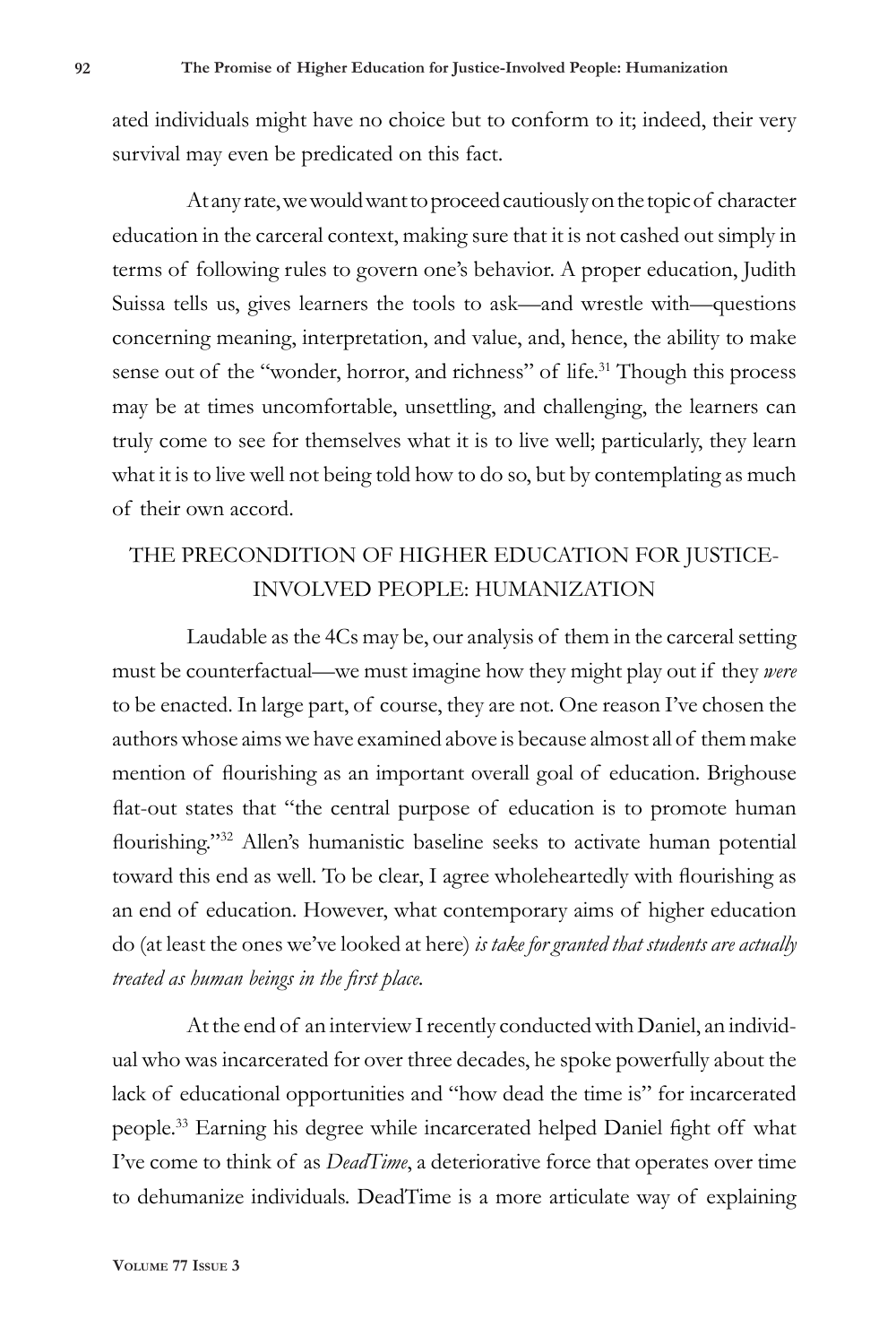ated individuals might have no choice but to conform to it; indeed, their very survival may even be predicated on this fact.

At any rate, we would want to proceed cautiously on the topic of character education in the carceral context, making sure that it is not cashed out simply in terms of following rules to govern one's behavior. A proper education, Judith Suissa tells us, gives learners the tools to ask—and wrestle with—questions concerning meaning, interpretation, and value, and, hence, the ability to make sense out of the "wonder, horror, and richness" of life.[31] Though this process may be at times uncomfortable, unsettling, and challenging, the learners can truly come to see for themselves what it is to live well; particularly, they learn what it is to live well not being told how to do so, but by contemplating as much of their own accord.

## THE PRECONDITION OF HIGHER EDUCATION FOR JUSTICE-INVOLVED PEOPLE: HUMANIZATION

Laudable as the 4Cs may be, our analysis of them in the carceral setting must be counterfactual—we must imagine how they might play out if they *were* to be enacted. In large part, of course, they are not. One reason I've chosen the authors whose aims we have examined above is because almost all of them make mention of flourishing as an important overall goal of education. Brighouse flat-out states that "the central purpose of education is to promote human flourishing."[32] Allen's humanistic baseline seeks to activate human potential toward this end as well. To be clear, I agree wholeheartedly with flourishing as an end of education. However, what contemporary aims of higher education do (at least the ones we've looked at here) *is take for granted that students are actually treated as human beings in the first place.*

At the end of an interview I recently conducted with Daniel, an individual who was incarcerated for over three decades, he spoke powerfully about the lack of educational opportunities and "how dead the time is" for incarcerated people.[33] Earning his degree while incarcerated helped Daniel fight off what I've come to think of as *DeadTime*, a deteriorative force that operates over time to dehumanize individuals. DeadTime is a more articulate way of explaining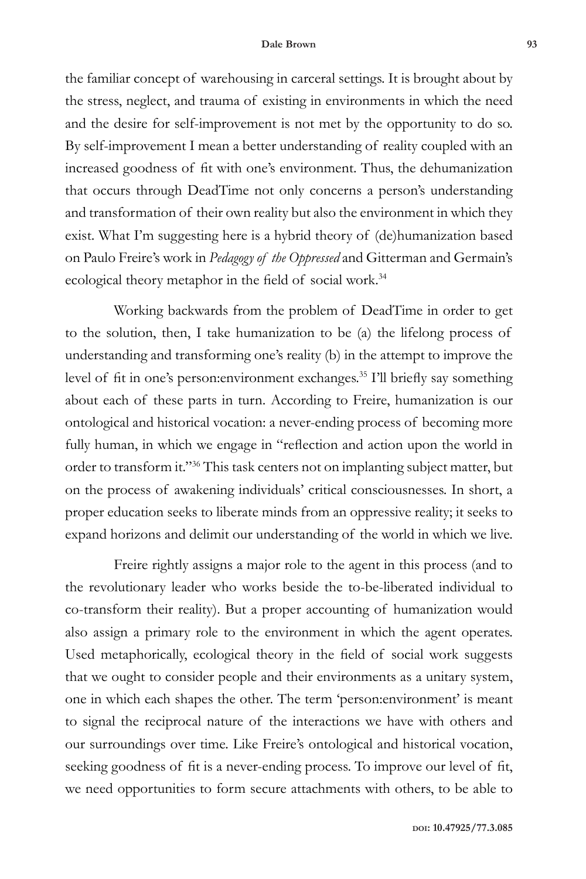the familiar concept of warehousing in carceral settings. It is brought about by the stress, neglect, and trauma of existing in environments in which the need and the desire for self-improvement is not met by the opportunity to do so. By self-improvement I mean a better understanding of reality coupled with an increased goodness of fit with one's environment. Thus, the dehumanization that occurs through DeadTime not only concerns a person's understanding and transformation of their own reality but also the environment in which they exist. What I'm suggesting here is a hybrid theory of (de)humanization based on Paulo Freire's work in *Pedagogy of the Oppressed* and Gitterman and Germain's ecological theory metaphor in the field of social work.[34]

Working backwards from the problem of DeadTime in order to get to the solution, then, I take humanization to be (a) the lifelong process of understanding and transforming one's reality (b) in the attempt to improve the level of fit in one's person:environment exchanges.[35] I'll briefly say something about each of these parts in turn. According to Freire, humanization is our ontological and historical vocation: a never-ending process of becoming more fully human, in which we engage in "reflection and action upon the world in order to transform it."[36] This task centers not on implanting subject matter, but on the process of awakening individuals' critical consciousnesses. In short, a proper education seeks to liberate minds from an oppressive reality; it seeks to expand horizons and delimit our understanding of the world in which we live.

Freire rightly assigns a major role to the agent in this process (and to the revolutionary leader who works beside the to-be-liberated individual to co-transform their reality). But a proper accounting of humanization would also assign a primary role to the environment in which the agent operates. Used metaphorically, ecological theory in the field of social work suggests that we ought to consider people and their environments as a unitary system, one in which each shapes the other. The term 'person:environment' is meant to signal the reciprocal nature of the interactions we have with others and our surroundings over time. Like Freire's ontological and historical vocation, seeking goodness of fit is a never-ending process. To improve our level of fit, we need opportunities to form secure attachments with others, to be able to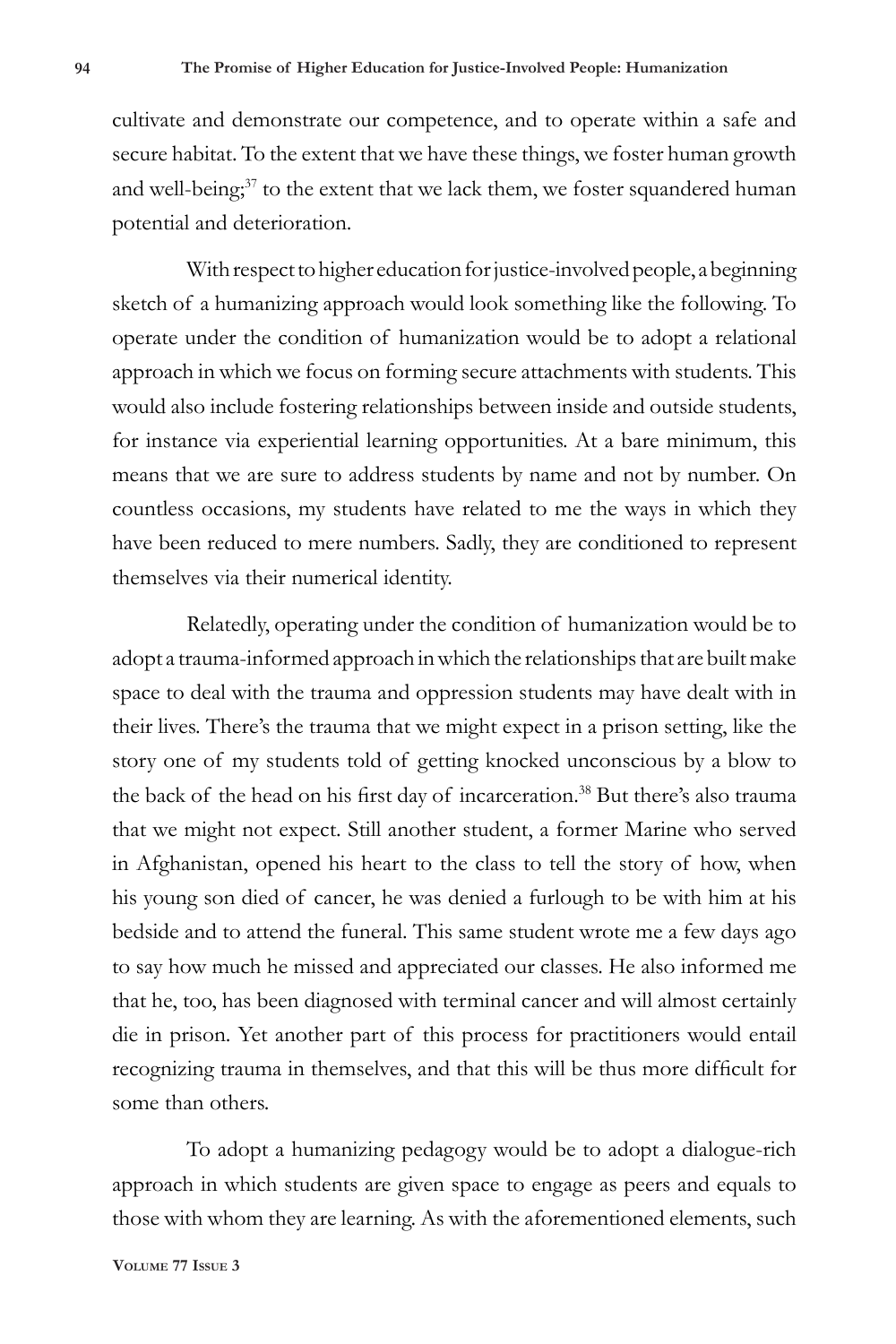cultivate and demonstrate our competence, and to operate within a safe and secure habitat. To the extent that we have these things, we foster human growth and well-being;[37] to the extent that we lack them, we foster squandered human potential and deterioration.

With respect to higher education for justice-involved people, a beginning sketch of a humanizing approach would look something like the following. To operate under the condition of humanization would be to adopt a relational approach in which we focus on forming secure attachments with students. This would also include fostering relationships between inside and outside students, for instance via experiential learning opportunities. At a bare minimum, this means that we are sure to address students by name and not by number. On countless occasions, my students have related to me the ways in which they have been reduced to mere numbers. Sadly, they are conditioned to represent themselves via their numerical identity.

Relatedly, operating under the condition of humanization would be to adopt a trauma-informed approach in which the relationships that are built make space to deal with the trauma and oppression students may have dealt with in their lives. There's the trauma that we might expect in a prison setting, like the story one of my students told of getting knocked unconscious by a blow to the back of the head on his first day of incarceration.[38] But there's also trauma that we might not expect. Still another student, a former Marine who served in Afghanistan, opened his heart to the class to tell the story of how, when his young son died of cancer, he was denied a furlough to be with him at his bedside and to attend the funeral. This same student wrote me a few days ago to say how much he missed and appreciated our classes. He also informed me that he, too, has been diagnosed with terminal cancer and will almost certainly die in prison. Yet another part of this process for practitioners would entail recognizing trauma in themselves, and that this will be thus more difficult for some than others.

To adopt a humanizing pedagogy would be to adopt a dialogue-rich approach in which students are given space to engage as peers and equals to those with whom they are learning. As with the aforementioned elements, such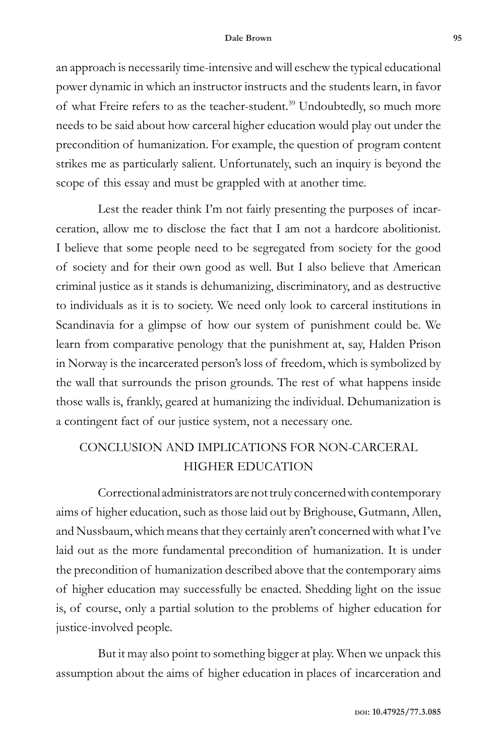an approach is necessarily time-intensive and will eschew the typical educational power dynamic in which an instructor instructs and the students learn, in favor of what Freire refers to as the teacher-student.[39] Undoubtedly, so much more needs to be said about how carceral higher education would play out under the precondition of humanization. For example, the question of program content strikes me as particularly salient. Unfortunately, such an inquiry is beyond the scope of this essay and must be grappled with at another time.

Lest the reader think I'm not fairly presenting the purposes of incarceration, allow me to disclose the fact that I am not a hardcore abolitionist. I believe that some people need to be segregated from society for the good of society and for their own good as well. But I also believe that American criminal justice as it stands is dehumanizing, discriminatory, and as destructive to individuals as it is to society. We need only look to carceral institutions in Scandinavia for a glimpse of how our system of punishment could be. We learn from comparative penology that the punishment at, say, Halden Prison in Norway is the incarcerated person's loss of freedom, which is symbolized by the wall that surrounds the prison grounds. The rest of what happens inside those walls is, frankly, geared at humanizing the individual. Dehumanization is a contingent fact of our justice system, not a necessary one.

## CONCLUSION AND IMPLICATIONS FOR NON-CARCERAL HIGHER EDUCATION

Correctional administrators are not truly concerned with contemporary aims of higher education, such as those laid out by Brighouse, Gutmann, Allen, and Nussbaum, which means that they certainly aren't concerned with what I've laid out as the more fundamental precondition of humanization. It is under the precondition of humanization described above that the contemporary aims of higher education may successfully be enacted. Shedding light on the issue is, of course, only a partial solution to the problems of higher education for justice-involved people.

But it may also point to something bigger at play. When we unpack this assumption about the aims of higher education in places of incarceration and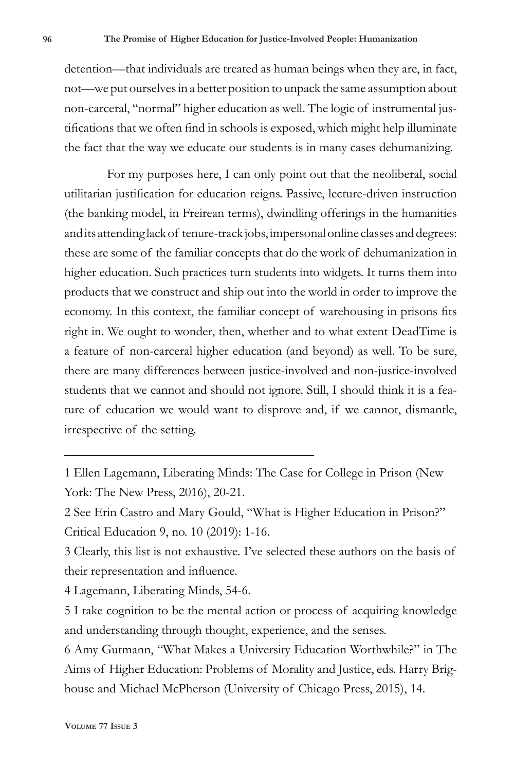detention—that individuals are treated as human beings when they are, in fact, not—we put ourselves in a better position to unpack the same assumption about non-carceral, "normal" higher education as well. The logic of instrumental justifications that we often find in schools is exposed, which might help illuminate the fact that the way we educate our students is in many cases dehumanizing.

For my purposes here, I can only point out that the neoliberal, social utilitarian justification for education reigns. Passive, lecture-driven instruction (the banking model, in Freirean terms), dwindling offerings in the humanities and its attending lack of tenure-track jobs, impersonal online classes and degrees: these are some of the familiar concepts that do the work of dehumanization in higher education. Such practices turn students into widgets. It turns them into products that we construct and ship out into the world in order to improve the economy. In this context, the familiar concept of warehousing in prisons fits right in. We ought to wonder, then, whether and to what extent DeadTime is a feature of non-carceral higher education (and beyond) as well. To be sure, there are many differences between justice-involved and non-justice-involved students that we cannot and should not ignore. Still, I should think it is a feature of education we would want to disprove and, if we cannot, dismantle, irrespective of the setting.

---

1 Ellen Lagemann, Liberating Minds: The Case for College in Prison (New York: The New Press, 2016), 20-21.

2 See Erin Castro and Mary Gould, "What is Higher Education in Prison?" Critical Education 9, no. 10 (2019): 1-16.

3 Clearly, this list is not exhaustive. I've selected these authors on the basis of their representation and influence.

4 Lagemann, Liberating Minds, 54-6.

5 I take cognition to be the mental action or process of acquiring knowledge and understanding through thought, experience, and the senses.

6 Amy Gutmann, "What Makes a University Education Worthwhile?" in The Aims of Higher Education: Problems of Morality and Justice, eds. Harry Brighouse and Michael McPherson (University of Chicago Press, 2015), 14.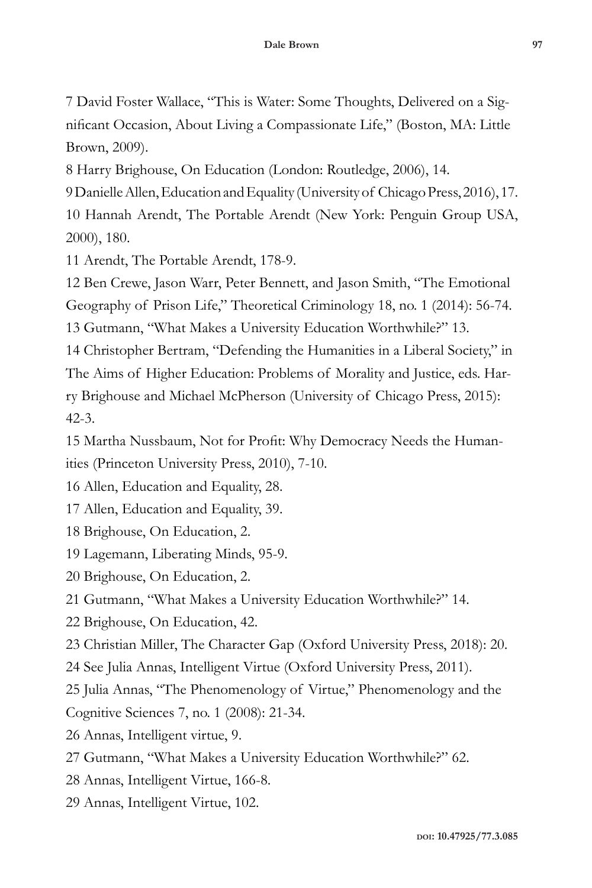7 David Foster Wallace, "This is Water: Some Thoughts, Delivered on a Significant Occasion, About Living a Compassionate Life," (Boston, MA: Little Brown, 2009).

8 Harry Brighouse, On Education (London: Routledge, 2006), 14.

9 Danielle Allen, Education and Equality (University of Chicago Press, 2016), 17.

10 Hannah Arendt, The Portable Arendt (New York: Penguin Group USA, 2000), 180.

11 Arendt, The Portable Arendt, 178-9.

12 Ben Crewe, Jason Warr, Peter Bennett, and Jason Smith, "The Emotional Geography of Prison Life," Theoretical Criminology 18, no. 1 (2014): 56-74.

13 Gutmann, "What Makes a University Education Worthwhile?" 13.

14 Christopher Bertram, "Defending the Humanities in a Liberal Society," in The Aims of Higher Education: Problems of Morality and Justice, eds. Harry Brighouse and Michael McPherson (University of Chicago Press, 2015): 42-3.

15 Martha Nussbaum, Not for Profit: Why Democracy Needs the Humanities (Princeton University Press, 2010), 7-10.

16 Allen, Education and Equality, 28.

17 Allen, Education and Equality, 39.

18 Brighouse, On Education, 2.

19 Lagemann, Liberating Minds, 95-9.

20 Brighouse, On Education, 2.

21 Gutmann, "What Makes a University Education Worthwhile?" 14.

22 Brighouse, On Education, 42.

23 Christian Miller, The Character Gap (Oxford University Press, 2018): 20.

24 See Julia Annas, Intelligent Virtue (Oxford University Press, 2011).

25 Julia Annas, "The Phenomenology of Virtue," Phenomenology and the Cognitive Sciences 7, no. 1 (2008): 21-34.

26 Annas, Intelligent virtue, 9.

27 Gutmann, "What Makes a University Education Worthwhile?" 62.

28 Annas, Intelligent Virtue, 166-8.

29 Annas, Intelligent Virtue, 102.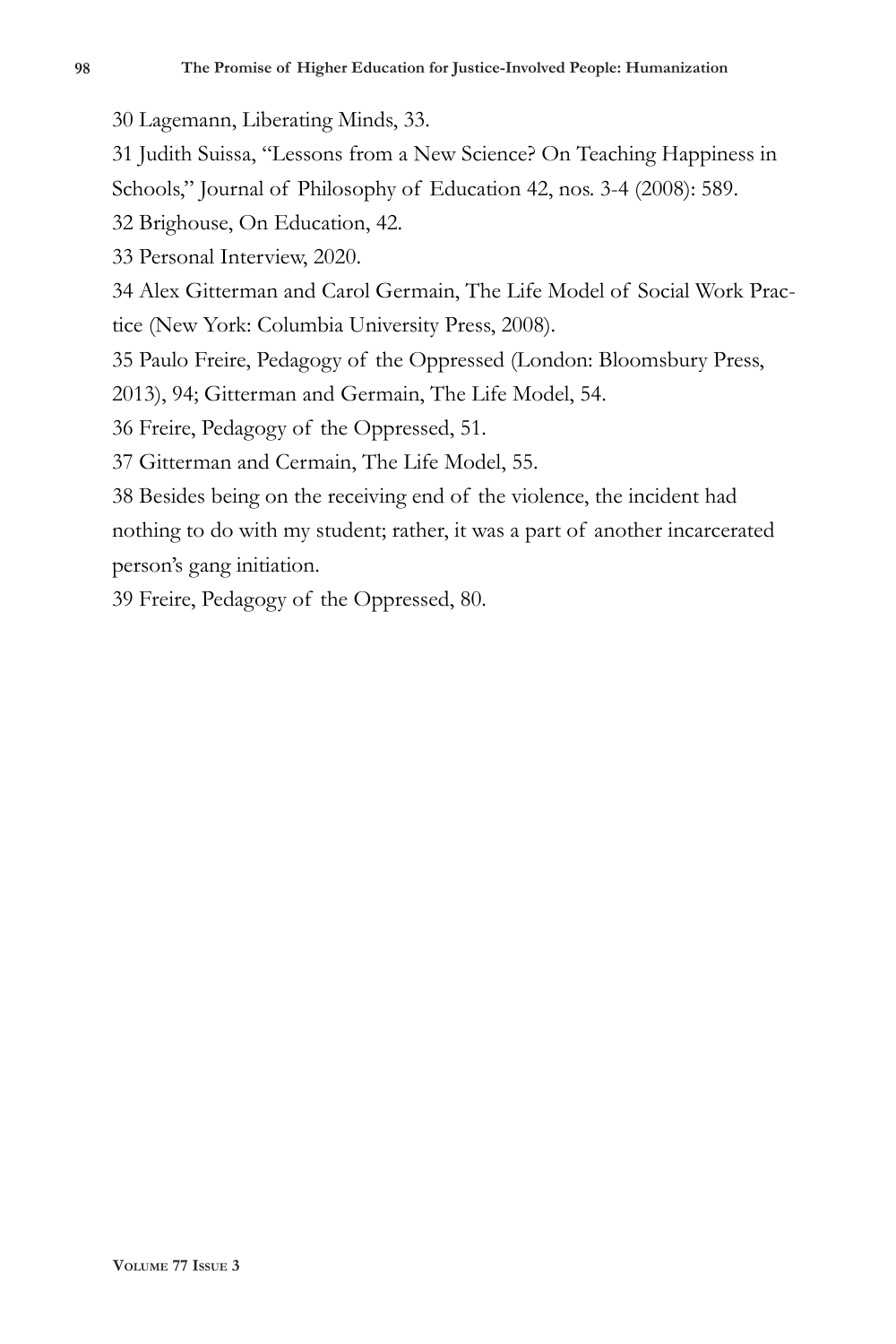30 Lagemann, Liberating Minds, 33.

31 Judith Suissa, "Lessons from a New Science? On Teaching Happiness in Schools," Journal of Philosophy of Education 42, nos. 3-4 (2008): 589.

32 Brighouse, On Education, 42.

33 Personal Interview, 2020.

34 Alex Gitterman and Carol Germain, The Life Model of Social Work Practice (New York: Columbia University Press, 2008).

35 Paulo Freire, Pedagogy of the Oppressed (London: Bloomsbury Press, 2013), 94; Gitterman and Germain, The Life Model, 54.

36 Freire, Pedagogy of the Oppressed, 51.

37 Gitterman and Cermain, The Life Model, 55.

38 Besides being on the receiving end of the violence, the incident had nothing to do with my student; rather, it was a part of another incarcerated person's gang initiation.

39 Freire, Pedagogy of the Oppressed, 80.